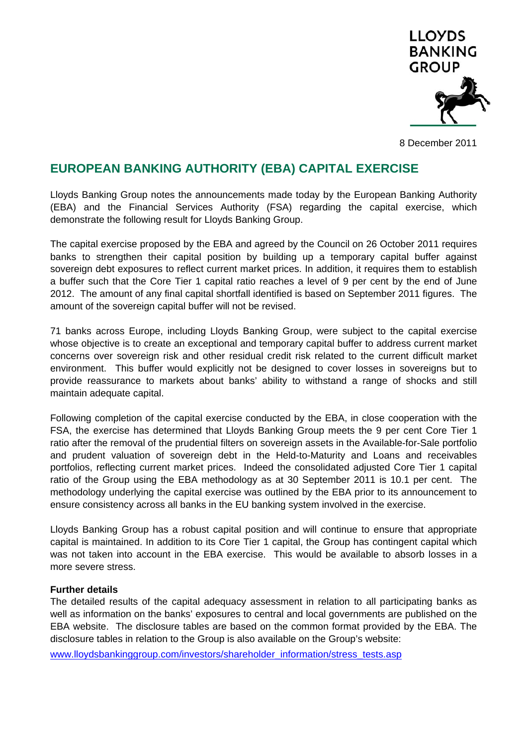LLOYDS BANKING GROUP

8 December 2011

# EUROPEAN BANKING AUTHORITY (EBA) CAPITAL EXERCISE

Lloyds Banking Group notes the announcements made today by the European Banking Authority (EBA) and the Financial Services Authority (FSA) regarding the capital exercise, which demonstrate the following result for Lloyds Banking Group.

The capital exercise proposed by the EBA and agreed by the Council on 26 October 2011 requires banks to strengthen their capital position by building up a temporary capital buffer against sovereign debt exposures to reflect current market prices. In addition, it requires them to establish a buffer such that the Core Tier 1 capital ratio reaches a level of 9 per cent by the end of June 2012. The amount of any final capital shortfall identified is based on September 2011 figures. The amount of the sovereign capital buffer will not be revised.

71 banks across Europe, including Lloyds Banking Group, were subject to the capital exercise whose objective is to create an exceptional and temporary capital buffer to address current market concerns over sovereign risk and other residual credit risk related to the current difficult market environment. This buffer would explicitly not be designed to cover losses in sovereigns but to provide reassurance to markets about banks' ability to withstand a range of shocks and still maintain adequate capital.

Following completion of the capital exercise conducted by the EBA, in close cooperation with the FSA, the exercise has determined that Lloyds Banking Group meets the 9 per cent Core Tier 1 ratio after the removal of the prudential filters on sovereign assets in the Available-for-Sale portfolio and prudent valuation of sovereign debt in the Held-to-Maturity and Loans and receivables portfolios, reflecting current market prices. Indeed the consolidated adjusted Core Tier 1 capital ratio of the Group using the EBA methodology as at 30 September 2011 is 10.1 per cent. The methodology underlying the capital exercise was outlined by the EBA prior to its announcement to ensure consistency across all banks in the EU banking system involved in the exercise.

Lloyds Banking Group has a robust capital position and will continue to ensure that appropriate capital is maintained. In addition to its Core Tier 1 capital, the Group has contingent capital which was not taken into account in the EBA exercise. This would be available to absorb losses in a more severe stress.

**Further details**

The detailed results of the capital adequacy assessment in relation to all participating banks as well as information on the banks' exposures to central and local governments are published on the EBA website. The disclosure tables are based on the common format provided by the EBA. The disclosure tables in relation to the Group is also available on the Group's website:

[www.lloydsbankinggroup.com/investors/shareholder_information/stress_tests.asp](www.lloydsbankinggroup.com/investors/shareholder_information/stress_tests.asp)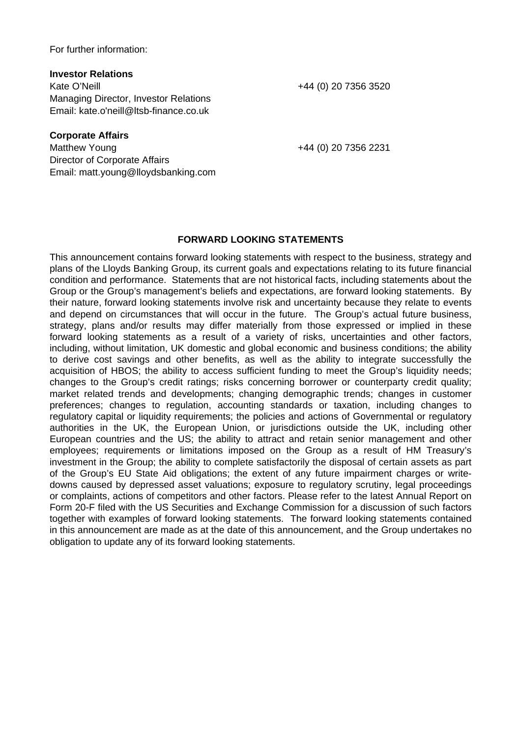For further information:

**Investor Relations**

Kate O'Neill +44 (0) 20 7356 3520
Managing Director, Investor Relations
Email: kate.o'neill@ltsb-finance.co.uk

**Corporate Affairs**

Matthew Young +44 (0) 20 7356 2231
Director of Corporate Affairs
Email: matt.young@lloydsbanking.com

**FORWARD LOOKING STATEMENTS**

This announcement contains forward looking statements with respect to the business, strategy and plans of the Lloyds Banking Group, its current goals and expectations relating to its future financial condition and performance. Statements that are not historical facts, including statements about the Group or the Group's management's beliefs and expectations, are forward looking statements. By their nature, forward looking statements involve risk and uncertainty because they relate to events and depend on circumstances that will occur in the future. The Group's actual future business, strategy, plans and/or results may differ materially from those expressed or implied in these forward looking statements as a result of a variety of risks, uncertainties and other factors, including, without limitation, UK domestic and global economic and business conditions; the ability to derive cost savings and other benefits, as well as the ability to integrate successfully the acquisition of HBOS; the ability to access sufficient funding to meet the Group's liquidity needs; changes to the Group's credit ratings; risks concerning borrower or counterparty credit quality; market related trends and developments; changing demographic trends; changes in customer preferences; changes to regulation, accounting standards or taxation, including changes to regulatory capital or liquidity requirements; the policies and actions of Governmental or regulatory authorities in the UK, the European Union, or jurisdictions outside the UK, including other European countries and the US; the ability to attract and retain senior management and other employees; requirements or limitations imposed on the Group as a result of HM Treasury's investment in the Group; the ability to complete satisfactorily the disposal of certain assets as part of the Group's EU State Aid obligations; the extent of any future impairment charges or write-downs caused by depressed asset valuations; exposure to regulatory scrutiny, legal proceedings or complaints, actions of competitors and other factors. Please refer to the latest Annual Report on Form 20-F filed with the US Securities and Exchange Commission for a discussion of such factors together with examples of forward looking statements. The forward looking statements contained in this announcement are made as at the date of this announcement, and the Group undertakes no obligation to update any of its forward looking statements.